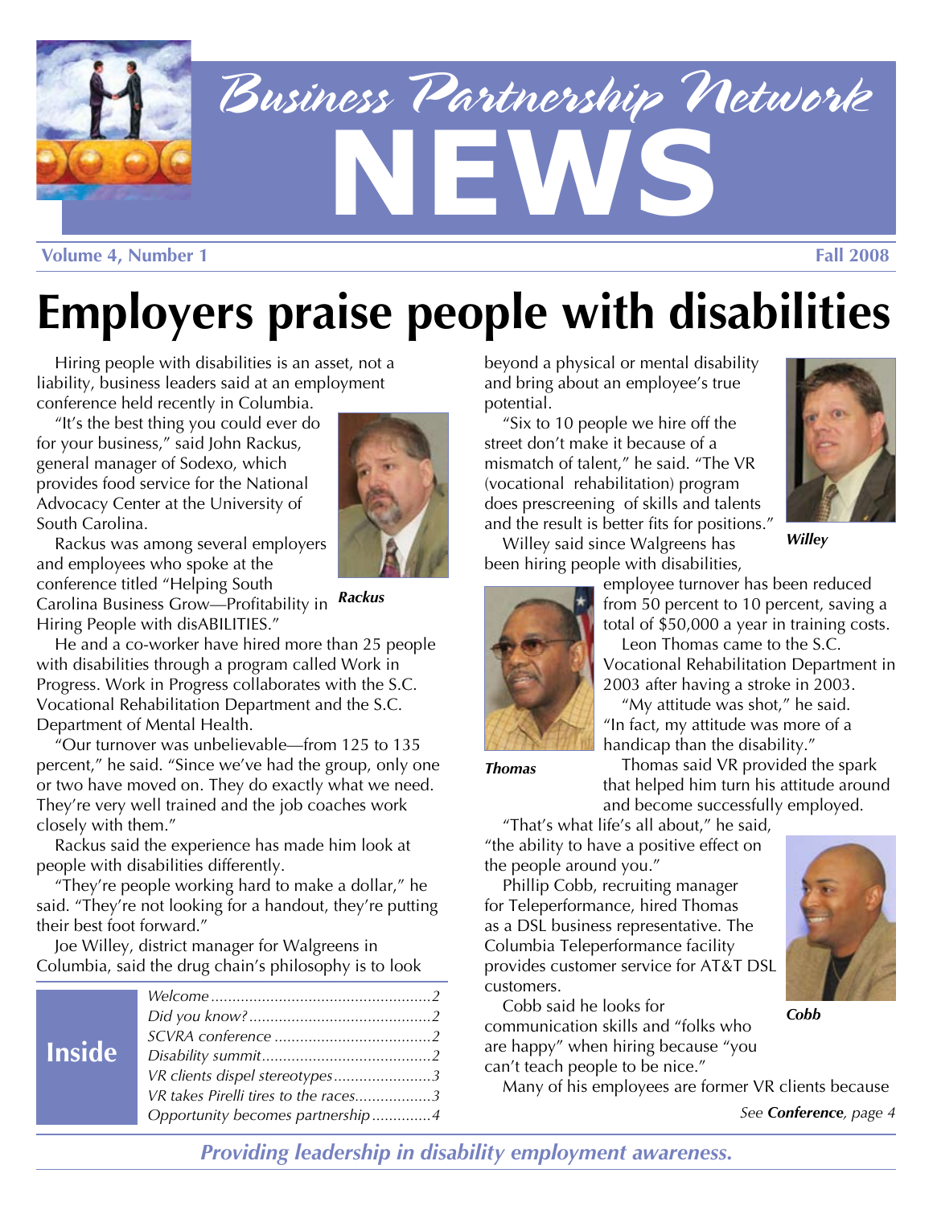# Business Partnership Network NEWS

**Volume 4, Number 1** **Fall 2008**

# Employers praise people with disabilities

Hiring people with disabilities is an asset, not a liability, business leaders said at an employment conference held recently in Columbia.

"It's the best thing you could ever do for your business," said John Rackus, general manager of Sodexo, which provides food service for the National Advocacy Center at the University of South Carolina.

*Rackus*

Rackus was among several employers and employees who spoke at the conference titled "Helping South Carolina Business Grow—Profitability in Hiring People with disABILITIES."

He and a co-worker have hired more than 25 people with disabilities through a program called Work in Progress. Work in Progress collaborates with the S.C. Vocational Rehabilitation Department and the S.C. Department of Mental Health.

"Our turnover was unbelievable—from 125 to 135 percent," he said. "Since we've had the group, only one or two have moved on. They do exactly what we need. They're very well trained and the job coaches work closely with them."

Rackus said the experience has made him look at people with disabilities differently.

"They're people working hard to make a dollar," he said. "They're not looking for a handout, they're putting their best foot forward."

Joe Willey, district manager for Walgreens in Columbia, said the drug chain's philosophy is to look beyond a physical or mental disability and bring about an employee's true potential.

*Willey*

"Six to 10 people we hire off the street don't make it because of a mismatch of talent," he said. "The VR (vocational rehabilitation) program does prescreening of skills and talents and the result is better fits for positions."

Willey said since Walgreens has been hiring people with disabilities, employee turnover has been reduced from 50 percent to 10 percent, saving a total of $50,000 a year in training costs.

*Thomas*

Leon Thomas came to the S.C. Vocational Rehabilitation Department in 2003 after having a stroke in 2003.

"My attitude was shot," he said. "In fact, my attitude was more of a handicap than the disability."

Thomas said VR provided the spark that helped him turn his attitude around and become successfully employed.

"That's what life's all about," he said, "the ability to have a positive effect on the people around you."

*Cobb*

Phillip Cobb, recruiting manager for Teleperformance, hired Thomas as a DSL business representative. The Columbia Teleperformance facility provides customer service for AT&T DSL customers.

Cobb said he looks for communication skills and "folks who are happy" when hiring because "you can't teach people to be nice."

Many of his employees are former VR clients because

*See **Conference**, page 4*

## Inside

- *Welcome* .......... 2
- *Did you know?* .......... 2
- *SCVRA conference* .......... 2
- *Disability summit* .......... 2
- *VR clients dispel stereotypes* .......... 3
- *VR takes Pirelli tires to the races* .......... 3
- *Opportunity becomes partnership* .......... 4

***Providing leadership in disability employment awareness.***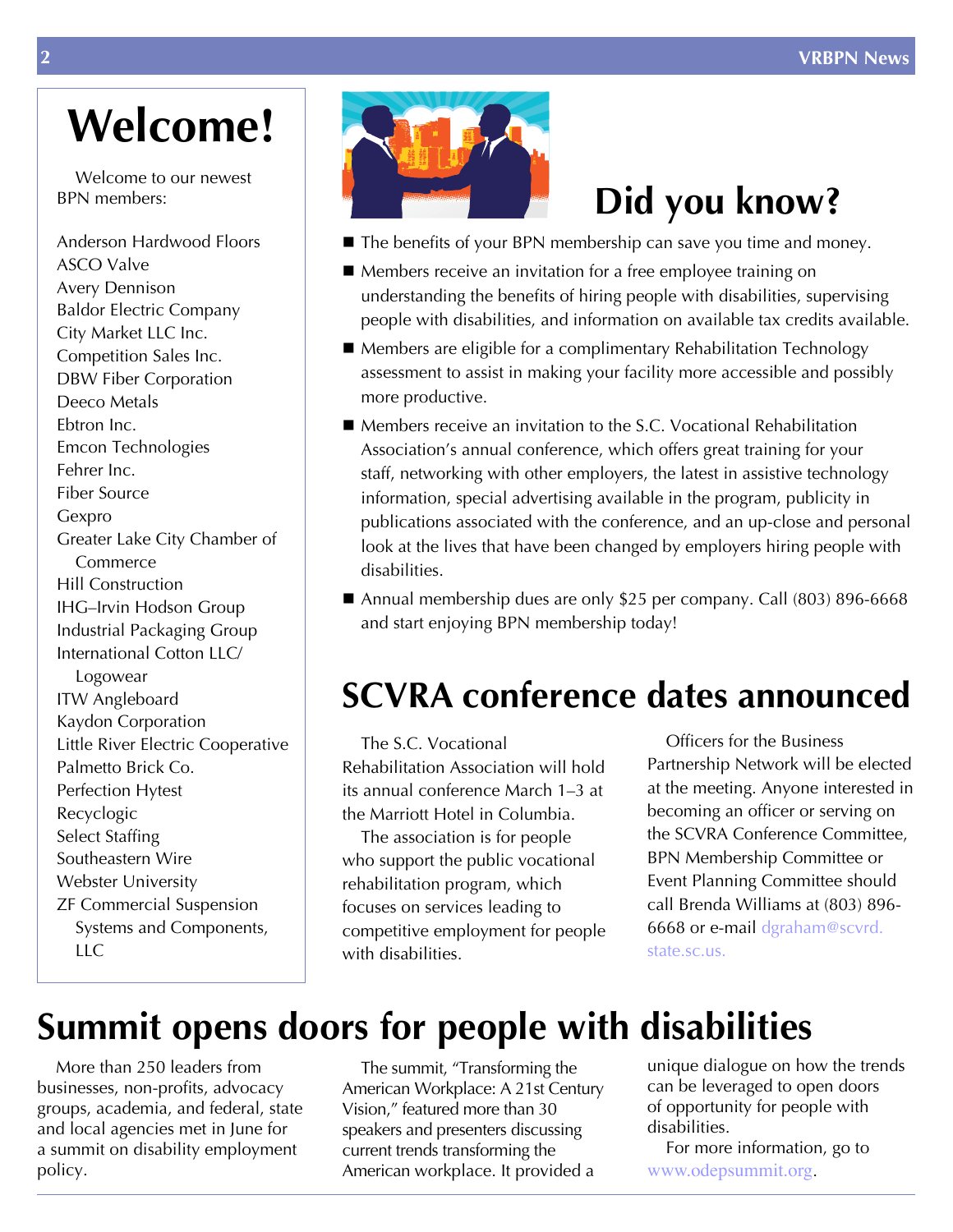# Welcome!

Welcome to our newest BPN members:

Anderson Hardwood Floors
ASCO Valve
Avery Dennison
Baldor Electric Company
City Market LLC Inc.
Competition Sales Inc.
DBW Fiber Corporation
Deeco Metals
Ebtron Inc.
Emcon Technologies
Fehrer Inc.
Fiber Source
Gexpro
Greater Lake City Chamber of Commerce
Hill Construction
IHG–Irvin Hodson Group
Industrial Packaging Group
International Cotton LLC/ Logowear
ITW Angleboard
Kaydon Corporation
Little River Electric Cooperative
Palmetto Brick Co.
Perfection Hytest
Recyclogic
Select Staffing
Southeastern Wire
Webster University
ZF Commercial Suspension Systems and Components, LLC

# Did you know?

- The benefits of your BPN membership can save you time and money.
- Members receive an invitation for a free employee training on understanding the benefits of hiring people with disabilities, supervising people with disabilities, and information on available tax credits available.
- Members are eligible for a complimentary Rehabilitation Technology assessment to assist in making your facility more accessible and possibly more productive.
- Members receive an invitation to the S.C. Vocational Rehabilitation Association's annual conference, which offers great training for your staff, networking with other employers, the latest in assistive technology information, special advertising available in the program, publicity in publications associated with the conference, and an up-close and personal look at the lives that have been changed by employers hiring people with disabilities.
- Annual membership dues are only $25 per company. Call (803) 896-6668 and start enjoying BPN membership today!

# SCVRA conference dates announced

The S.C. Vocational Rehabilitation Association will hold its annual conference March 1–3 at the Marriott Hotel in Columbia.

The association is for people who support the public vocational rehabilitation program, which focuses on services leading to competitive employment for people with disabilities.

Officers for the Business Partnership Network will be elected at the meeting. Anyone interested in becoming an officer or serving on the SCVRA Conference Committee, BPN Membership Committee or Event Planning Committee should call Brenda Williams at (803) 896-6668 or e-mail dgraham@scvrd.state.sc.us.

# Summit opens doors for people with disabilities

More than 250 leaders from businesses, non-profits, advocacy groups, academia, and federal, state and local agencies met in June for a summit on disability employment policy.

The summit, "Transforming the American Workplace: A 21st Century Vision," featured more than 30 speakers and presenters discussing current trends transforming the American workplace. It provided a unique dialogue on how the trends can be leveraged to open doors of opportunity for people with disabilities.

For more information, go to www.odepsummit.org.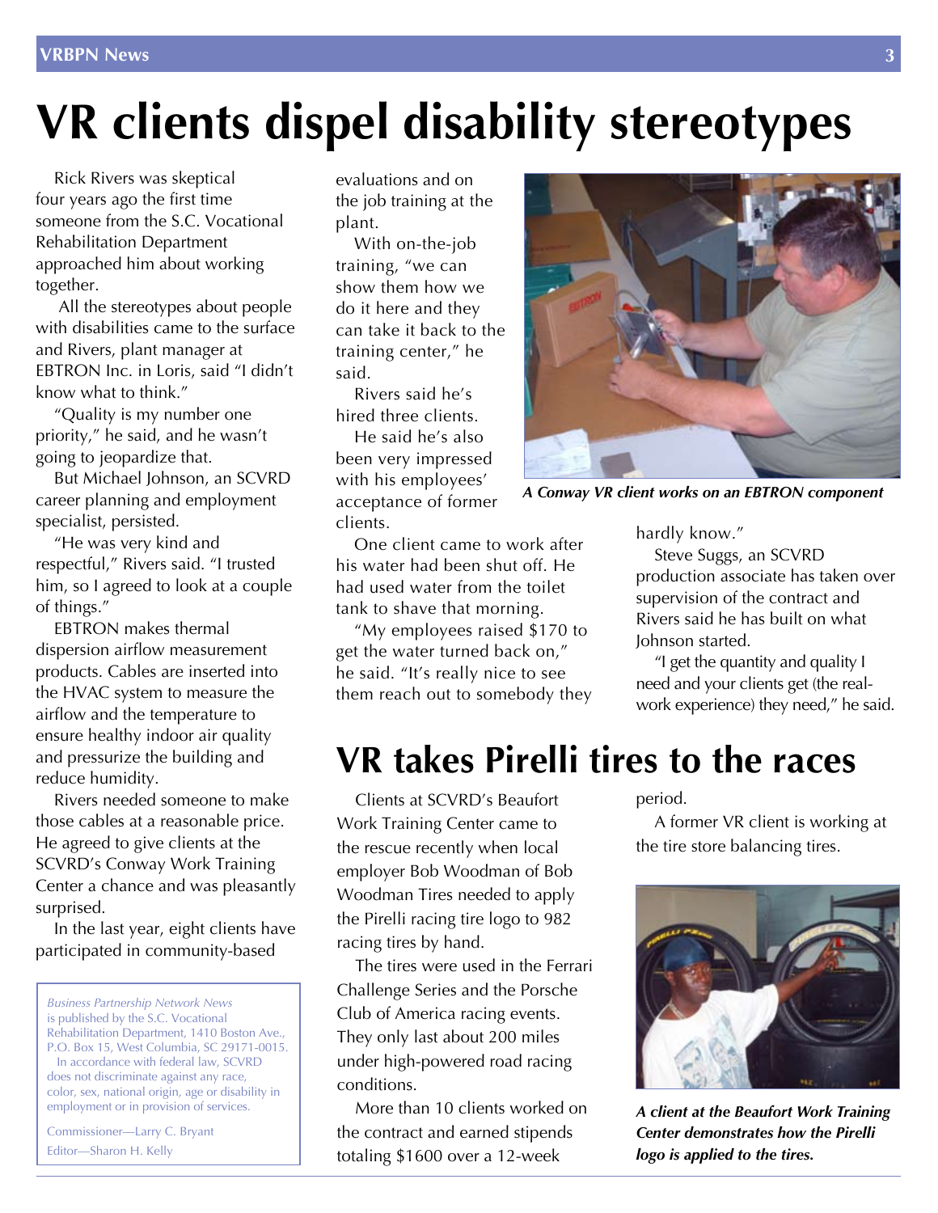# VR clients dispel disability stereotypes

Rick Rivers was skeptical four years ago the first time someone from the S.C. Vocational Rehabilitation Department approached him about working together.

All the stereotypes about people with disabilities came to the surface and Rivers, plant manager at EBTRON Inc. in Loris, said "I didn't know what to think."

"Quality is my number one priority," he said, and he wasn't going to jeopardize that.

But Michael Johnson, an SCVRD career planning and employment specialist, persisted.

"He was very kind and respectful," Rivers said. "I trusted him, so I agreed to look at a couple of things."

EBTRON makes thermal dispersion airflow measurement products. Cables are inserted into the HVAC system to measure the airflow and the temperature to ensure healthy indoor air quality and pressurize the building and reduce humidity.

Rivers needed someone to make those cables at a reasonable price. He agreed to give clients at the SCVRD's Conway Work Training Center a chance and was pleasantly surprised.

In the last year, eight clients have participated in community-based evaluations and on the job training at the plant.

With on-the-job training, "we can show them how we do it here and they can take it back to the training center," he said.

Rivers said he's hired three clients.

He said he's also been very impressed with his employees' acceptance of former clients.

One client came to work after his water had been shut off. He had used water from the toilet tank to shave that morning.

"My employees raised $170 to get the water turned back on," he said. "It's really nice to see them reach out to somebody they hardly know."

Steve Suggs, an SCVRD production associate has taken over supervision of the contract and Rivers said he has built on what Johnson started.

"I get the quantity and quality I need and your clients get (the real-work experience) they need," he said.

*A Conway VR client works on an EBTRON component*

*Business Partnership Network News* is published by the S.C. Vocational Rehabilitation Department, 1410 Boston Ave., P.O. Box 15, West Columbia, SC 29171-0015.

In accordance with federal law, SCVRD does not discriminate against any race, color, sex, national origin, age or disability in employment or in provision of services.

Commissioner—Larry C. Bryant

Editor—Sharon H. Kelly

# VR takes Pirelli tires to the races

Clients at SCVRD's Beaufort Work Training Center came to the rescue recently when local employer Bob Woodman of Bob Woodman Tires needed to apply the Pirelli racing tire logo to 982 racing tires by hand.

The tires were used in the Ferrari Challenge Series and the Porsche Club of America racing events. They only last about 200 miles under high-powered road racing conditions.

More than 10 clients worked on the contract and earned stipends totaling $1600 over a 12-week period.

A former VR client is working at the tire store balancing tires.

***A client at the Beaufort Work Training Center demonstrates how the Pirelli logo is applied to the tires.***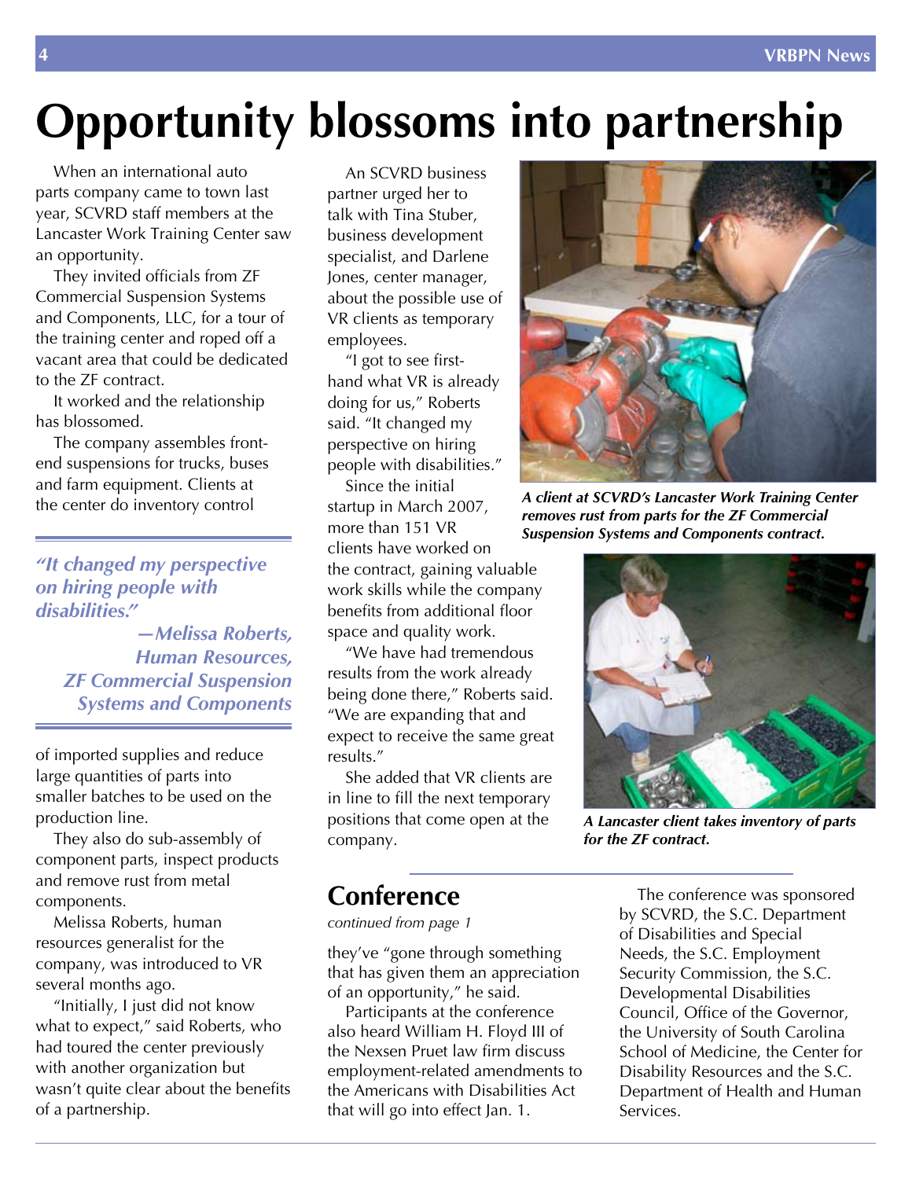# Opportunity blossoms into partnership

When an international auto parts company came to town last year, SCVRD staff members at the Lancaster Work Training Center saw an opportunity.

They invited officials from ZF Commercial Suspension Systems and Components, LLC, for a tour of the training center and roped off a vacant area that could be dedicated to the ZF contract.

It worked and the relationship has blossomed.

The company assembles front-end suspensions for trucks, buses and farm equipment. Clients at the center do inventory control of imported supplies and reduce large quantities of parts into smaller batches to be used on the production line.

*"It changed my perspective on hiring people with disabilities."*
*—Melissa Roberts, Human Resources, ZF Commercial Suspension Systems and Components*

They also do sub-assembly of component parts, inspect products and remove rust from metal components.

Melissa Roberts, human resources generalist for the company, was introduced to VR several months ago.

"Initially, I just did not know what to expect," said Roberts, who had toured the center previously with another organization but wasn't quite clear about the benefits of a partnership.

An SCVRD business partner urged her to talk with Tina Stuber, business development specialist, and Darlene Jones, center manager, about the possible use of VR clients as temporary employees.

"I got to see first-hand what VR is already doing for us," Roberts said. "It changed my perspective on hiring people with disabilities."

Since the initial startup in March 2007, more than 151 VR clients have worked on the contract, gaining valuable work skills while the company benefits from additional floor space and quality work.

"We have had tremendous results from the work already being done there," Roberts said. "We are expanding that and expect to receive the same great results."

She added that VR clients are in line to fill the next temporary positions that come open at the company.

**A client at SCVRD's Lancaster Work Training Center removes rust from parts for the ZF Commercial Suspension Systems and Components contract.**

**A Lancaster client takes inventory of parts for the ZF contract.**

## Conference

*continued from page 1*

they've "gone through something that has given them an appreciation of an opportunity," he said.

Participants at the conference also heard William H. Floyd III of the Nexsen Pruet law firm discuss employment-related amendments to the Americans with Disabilities Act that will go into effect Jan. 1.

The conference was sponsored by SCVRD, the S.C. Department of Disabilities and Special Needs, the S.C. Employment Security Commission, the S.C. Developmental Disabilities Council, Office of the Governor, the University of South Carolina School of Medicine, the Center for Disability Resources and the S.C. Department of Health and Human Services.